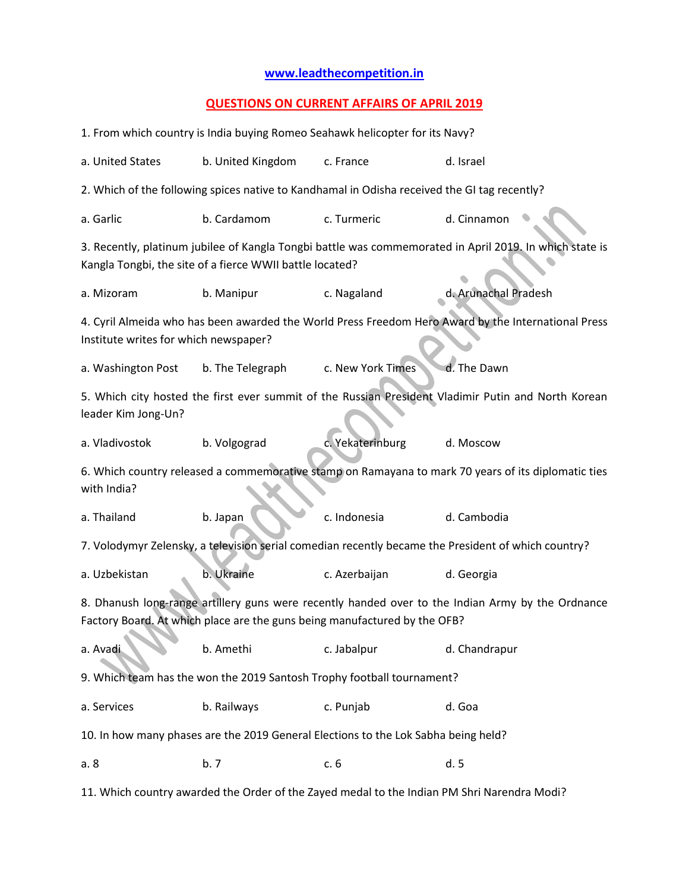**www.leadthecompetition.in**

## QUESTIONS ON CURRENT AFFAIRS OF APRIL 2019

1. From which country is India buying Romeo Seahawk helicopter for its Navy?

a. United States  b. United Kingdom  c. France  d. Israel

2. Which of the following spices native to Kandhamal in Odisha received the GI tag recently?

a. Garlic  b. Cardamom  c. Turmeric  d. Cinnamon

3. Recently, platinum jubilee of Kangla Tongbi battle was commemorated in April 2019. In which state is Kangla Tongbi, the site of a fierce WWII battle located?

a. Mizoram  b. Manipur  c. Nagaland  d. Arunachal Pradesh

4. Cyril Almeida who has been awarded the World Press Freedom Hero Award by the International Press Institute writes for which newspaper?

a. Washington Post  b. The Telegraph  c. New York Times  d. The Dawn

5. Which city hosted the first ever summit of the Russian President Vladimir Putin and North Korean leader Kim Jong-Un?

a. Vladivostok  b. Volgograd  c. Yekaterinburg  d. Moscow

6. Which country released a commemorative stamp on Ramayana to mark 70 years of its diplomatic ties with India?

a. Thailand  b. Japan  c. Indonesia  d. Cambodia

7. Volodymyr Zelensky, a television serial comedian recently became the President of which country?

a. Uzbekistan  b. Ukraine  c. Azerbaijan  d. Georgia

8. Dhanush long-range artillery guns were recently handed over to the Indian Army by the Ordnance Factory Board. At which place are the guns being manufactured by the OFB?

a. Avadi  b. Amethi  c. Jabalpur  d. Chandrapur

9. Which team has the won the 2019 Santosh Trophy football tournament?

a. Services  b. Railways  c. Punjab  d. Goa

10. In how many phases are the 2019 General Elections to the Lok Sabha being held?

a. 8  b. 7  c. 6  d. 5

11. Which country awarded the Order of the Zayed medal to the Indian PM Shri Narendra Modi?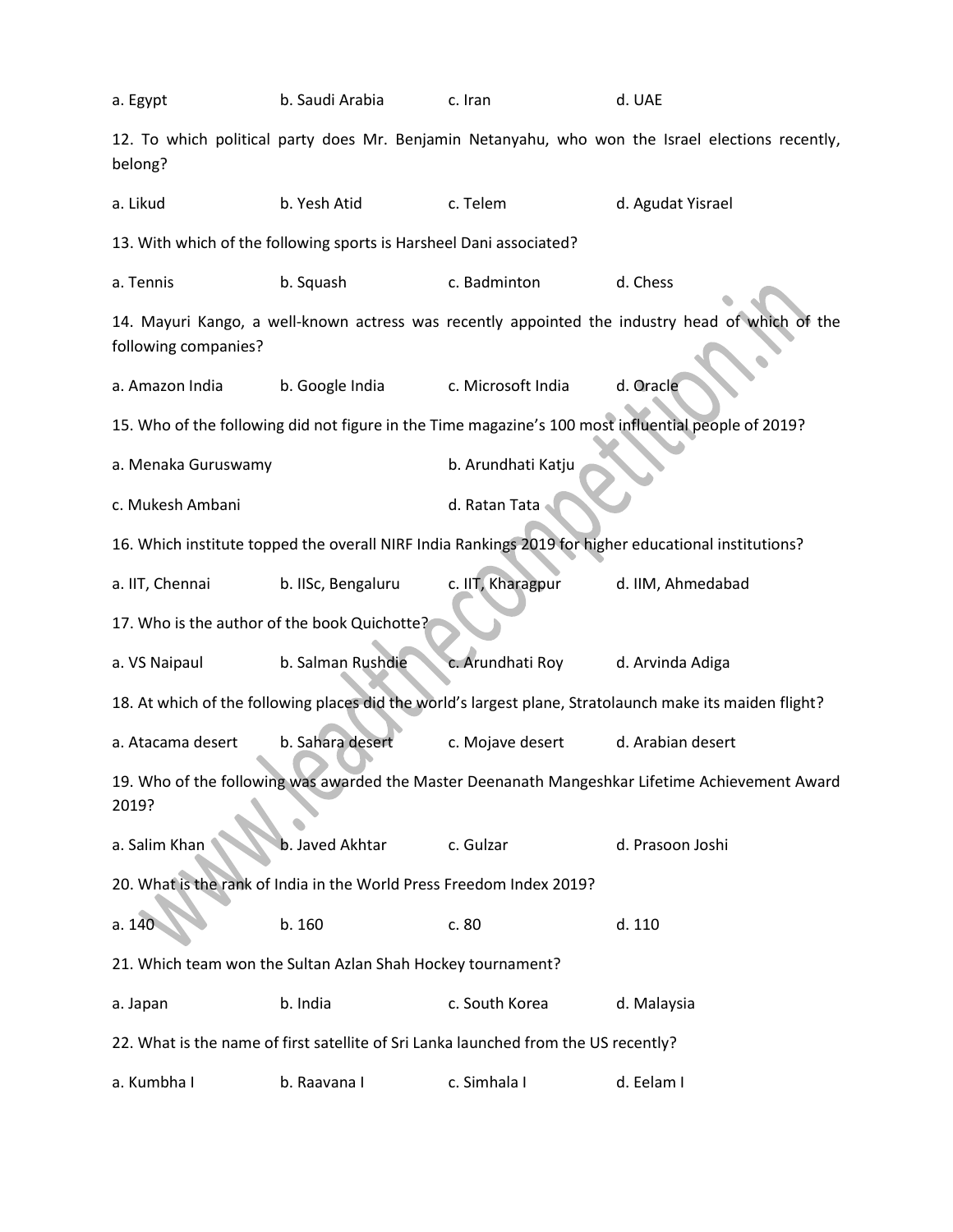a. Egypt b. Saudi Arabia c. Iran d. UAE

12. To which political party does Mr. Benjamin Netanyahu, who won the Israel elections recently, belong?

a. Likud b. Yesh Atid c. Telem d. Agudat Yisrael

13. With which of the following sports is Harsheel Dani associated?

a. Tennis b. Squash c. Badminton d. Chess

14. Mayuri Kango, a well-known actress was recently appointed the industry head of which of the following companies?

a. Amazon India b. Google India c. Microsoft India d. Oracle

15. Who of the following did not figure in the Time magazine's 100 most influential people of 2019?

a. Menaka Guruswamy b. Arundhati Katju

c. Mukesh Ambani d. Ratan Tata

16. Which institute topped the overall NIRF India Rankings 2019 for higher educational institutions?

a. IIT, Chennai b. IISc, Bengaluru c. IIT, Kharagpur d. IIM, Ahmedabad

17. Who is the author of the book Quichotte?

a. VS Naipaul b. Salman Rushdie c. Arundhati Roy d. Arvinda Adiga

18. At which of the following places did the world's largest plane, Stratolaunch make its maiden flight?

a. Atacama desert b. Sahara desert c. Mojave desert d. Arabian desert

19. Who of the following was awarded the Master Deenanath Mangeshkar Lifetime Achievement Award 2019?

a. Salim Khan b. Javed Akhtar c. Gulzar d. Prasoon Joshi

20. What is the rank of India in the World Press Freedom Index 2019?

a. 140 b. 160 c. 80 d. 110

21. Which team won the Sultan Azlan Shah Hockey tournament?

a. Japan b. India c. South Korea d. Malaysia

22. What is the name of first satellite of Sri Lanka launched from the US recently?

a. Kumbha I b. Raavana I c. Simhala I d. Eelam I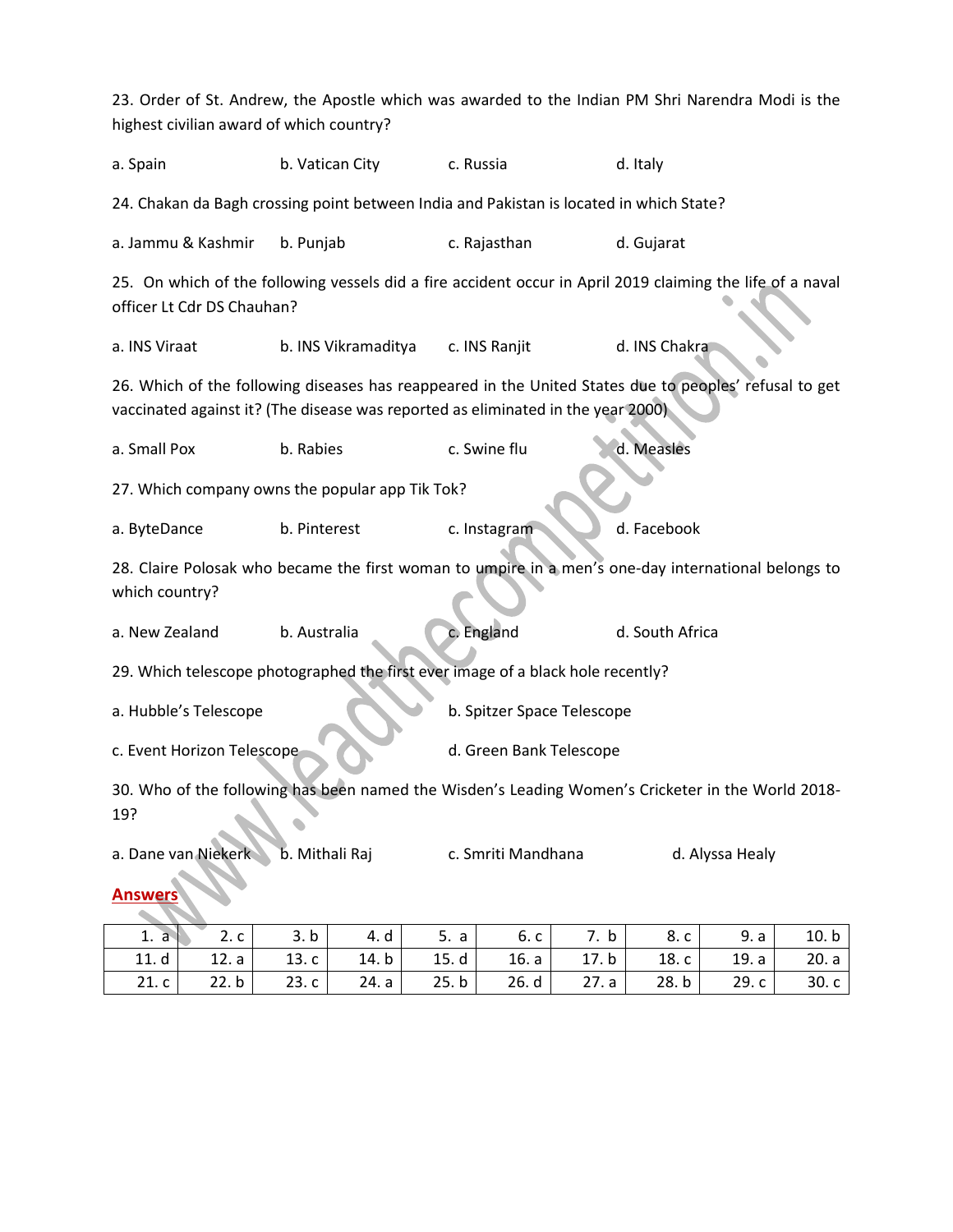23. Order of St. Andrew, the Apostle which was awarded to the Indian PM Shri Narendra Modi is the highest civilian award of which country?

a. Spain b. Vatican City c. Russia d. Italy

24. Chakan da Bagh crossing point between India and Pakistan is located in which State?

a. Jammu & Kashmir b. Punjab c. Rajasthan d. Gujarat

25. On which of the following vessels did a fire accident occur in April 2019 claiming the life of a naval officer Lt Cdr DS Chauhan?

a. INS Viraat b. INS Vikramaditya c. INS Ranjit d. INS Chakra

26. Which of the following diseases has reappeared in the United States due to peoples' refusal to get vaccinated against it? (The disease was reported as eliminated in the year 2000)

a. Small Pox b. Rabies c. Swine flu d. Measles

27. Which company owns the popular app Tik Tok?

a. ByteDance b. Pinterest c. Instagram d. Facebook

28. Claire Polosak who became the first woman to umpire in a men's one-day international belongs to which country?

a. New Zealand b. Australia c. England d. South Africa

29. Which telescope photographed the first ever image of a black hole recently?

a. Hubble's Telescope b. Spitzer Space Telescope

c. Event Horizon Telescope d. Green Bank Telescope

30. Who of the following has been named the Wisden's Leading Women's Cricketer in the World 2018-19?

a. Dane van Niekerk b. Mithali Raj c. Smriti Mandhana d. Alyssa Healy

**Answers**

| | | | | | | | | | |
|---|---|---|---|---|---|---|---|---|---|
| 1. a | 2. c | 3. b | 4. d | 5. a | 6. c | 7. b | 8. c | 9. a | 10. b |
| 11. d | 12. a | 13. c | 14. b | 15. d | 16. a | 17. b | 18. c | 19. a | 20. a |
| 21. c | 22. b | 23. c | 24. a | 25. b | 26. d | 27. a | 28. b | 29. c | 30. c |